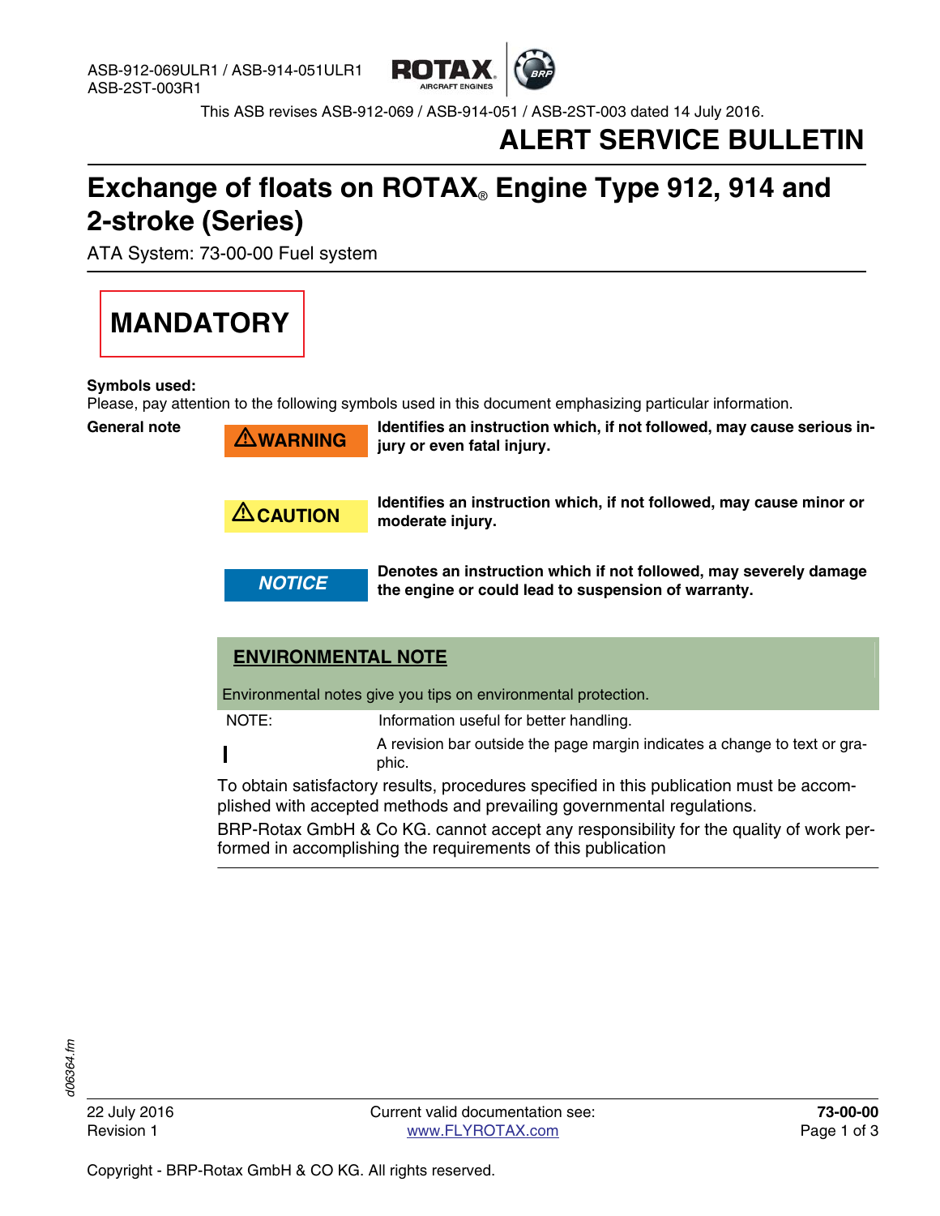ASB-912-069ULR1 / ASB-914-051ULR1
ASB-2ST-003R1

This ASB revises ASB-912-069 / ASB-914-051 / ASB-2ST-003 dated 14 July 2016.

# ALERT SERVICE BULLETIN

# Exchange of floats on ROTAX® Engine Type 912, 914 and 2-stroke (Series)

ATA System: 73-00-00 Fuel system

**MANDATORY**

**Symbols used:**

Please, pay attention to the following symbols used in this document emphasizing particular information.

**General note**

| Symbol | Meaning |
| --- | --- |
| ⚠WARNING | **Identifies an instruction which, if not followed, may cause serious injury or even fatal injury.** |
| ⚠CAUTION | **Identifies an instruction which, if not followed, may cause minor or moderate injury.** |
| *NOTICE* | **Denotes an instruction which if not followed, may severely damage the engine or could lead to suspension of warranty.** |

**ENVIRONMENTAL NOTE**

Environmental notes give you tips on environmental protection.

NOTE: Information useful for better handling.

A revision bar outside the page margin indicates a change to text or graphic.

To obtain satisfactory results, procedures specified in this publication must be accomplished with accepted methods and prevailing governmental regulations.

BRP-Rotax GmbH & Co KG. cannot accept any responsibility for the quality of work performed in accomplishing the requirements of this publication

22 July 2016
Revision 1

Current valid documentation see: www.FLYROTAX.com

Copyright - BRP-Rotax GmbH & CO KG. All rights reserved.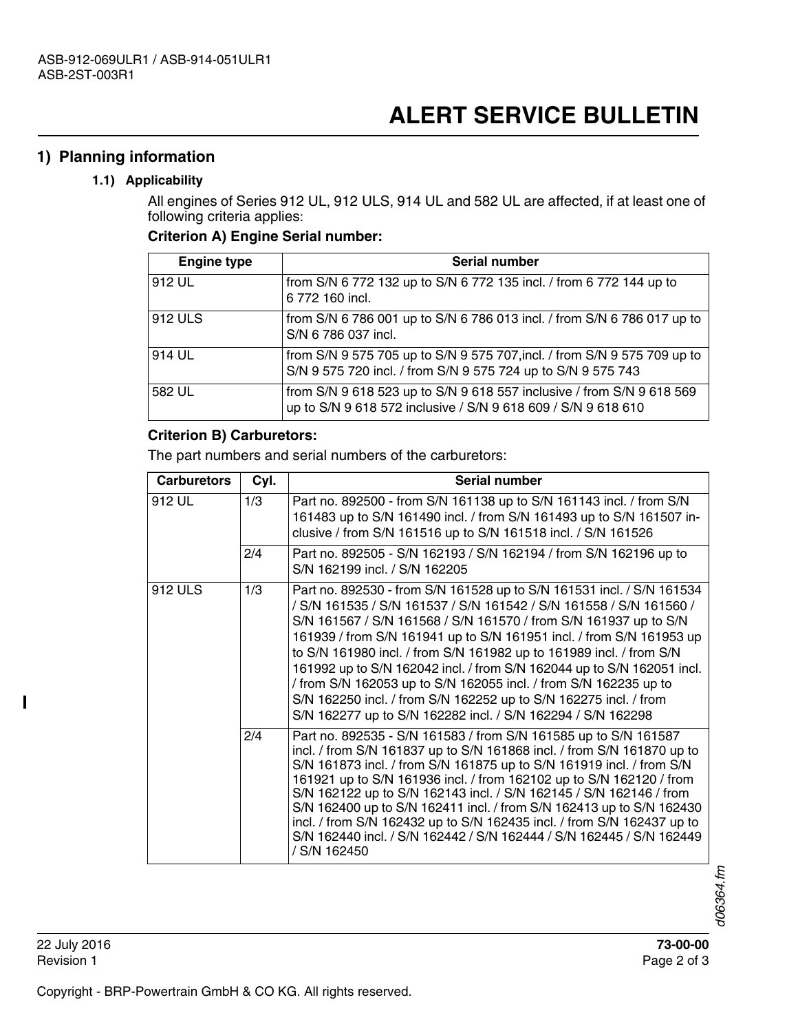# ALERT SERVICE BULLETIN

## 1) Planning information

### 1.1) Applicability

All engines of Series 912 UL, 912 ULS, 914 UL and 582 UL are affected, if at least one of following criteria applies:

**Criterion A) Engine Serial number:**

| Engine type | Serial number |
|---|---|
| 912 UL | from S/N 6 772 132 up to S/N 6 772 135 incl. / from 6 772 144 up to 6 772 160 incl. |
| 912 ULS | from S/N 6 786 001 up to S/N 6 786 013 incl. / from S/N 6 786 017 up to S/N 6 786 037 incl. |
| 914 UL | from S/N 9 575 705 up to S/N 9 575 707,incl. / from S/N 9 575 709 up to S/N 9 575 720 incl. / from S/N 9 575 724 up to S/N 9 575 743 |
| 582 UL | from S/N 9 618 523 up to S/N 9 618 557 inclusive / from S/N 9 618 569 up to S/N 9 618 572 inclusive / S/N 9 618 609 / S/N 9 618 610 |

**Criterion B) Carburetors:**

The part numbers and serial numbers of the carburetors:

| Carburetors | Cyl. | Serial number |
|---|---|---|
| 912 UL | 1/3 | Part no. 892500 - from S/N 161138 up to S/N 161143 incl. / from S/N 161483 up to S/N 161490 incl. / from S/N 161493 up to S/N 161507 inclusive / from S/N 161516 up to S/N 161518 incl. / S/N 161526 |
| | 2/4 | Part no. 892505 - S/N 162193 / S/N 162194 / from S/N 162196 up to S/N 162199 incl. / S/N 162205 |
| 912 ULS | 1/3 | Part no. 892530 - from S/N 161528 up to S/N 161531 incl. / S/N 161534 / S/N 161535 / S/N 161537 / S/N 161542 / S/N 161558 / S/N 161560 / S/N 161567 / S/N 161568 / S/N 161570 / from S/N 161937 up to S/N 161939 / from S/N 161941 up to S/N 161951 incl. / from S/N 161953 up to S/N 161980 incl. / from S/N 161982 up to 161989 incl. / from S/N 161992 up to S/N 162042 incl. / from S/N 162044 up to S/N 162051 incl. / from S/N 162053 up to S/N 162055 incl. / from S/N 162235 up to S/N 162250 incl. / from S/N 162252 up to S/N 162275 incl. / from S/N 162277 up to S/N 162282 incl. / S/N 162294 / S/N 162298 |
| | 2/4 | Part no. 892535 - S/N 161583 / from S/N 161585 up to S/N 161587 incl. / from S/N 161837 up to S/N 161868 incl. / from S/N 161870 up to S/N 161873 incl. / from S/N 161875 up to S/N 161919 incl. / from S/N 161921 up to S/N 161936 incl. / from 162102 up to S/N 162120 / from S/N 162122 up to S/N 162143 incl. / S/N 162145 / S/N 162146 / from S/N 162400 up to S/N 162411 incl. / from S/N 162413 up to S/N 162430 incl. / from S/N 162432 up to S/N 162435 incl. / from S/N 162437 up to S/N 162440 incl. / S/N 162442 / S/N 162444 / S/N 162445 / S/N 162449 / S/N 162450 |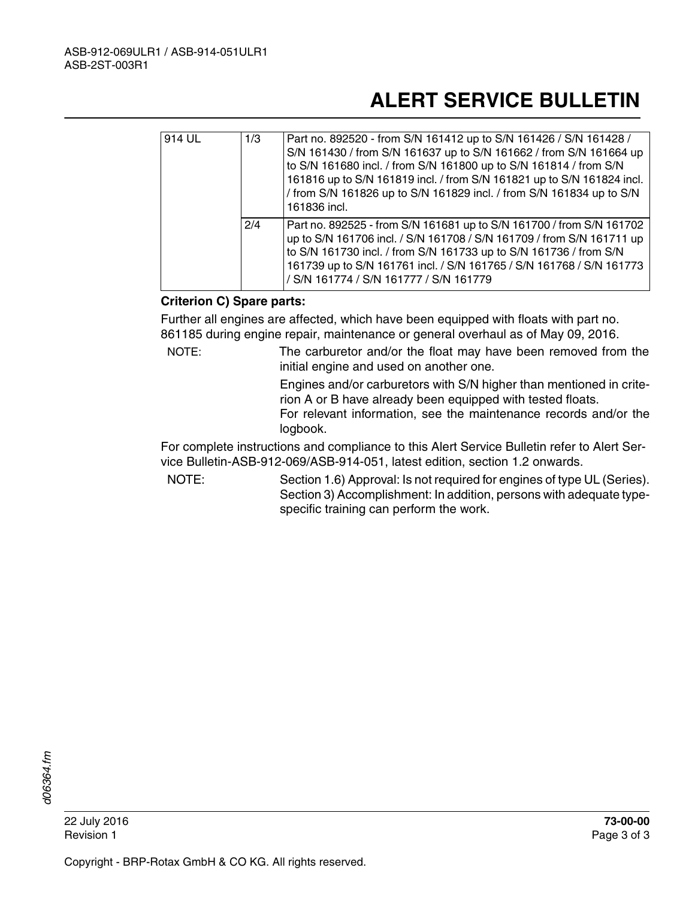| | | |
|---|---|---|
| 914 UL | 1/3 | Part no. 892520 - from S/N 161412 up to S/N 161426 / S/N 161428 / S/N 161430 / from S/N 161637 up to S/N 161662 / from S/N 161664 up to S/N 161680 incl. / from S/N 161800 up to S/N 161814 / from S/N 161816 up to S/N 161819 incl. / from S/N 161821 up to S/N 161824 incl. / from S/N 161826 up to S/N 161829 incl. / from S/N 161834 up to S/N 161836 incl. |
| | 2/4 | Part no. 892525 - from S/N 161681 up to S/N 161700 / from S/N 161702 up to S/N 161706 incl. / S/N 161708 / S/N 161709 / from S/N 161711 up to S/N 161730 incl. / from S/N 161733 up to S/N 161736 / from S/N 161739 up to S/N 161761 incl. / S/N 161765 / S/N 161768 / S/N 161773 / S/N 161774 / S/N 161777 / S/N 161779 |

**Criterion C) Spare parts:**

Further all engines are affected, which have been equipped with floats with part no. 861185 during engine repair, maintenance or general overhaul as of May 09, 2016.

NOTE: The carburetor and/or the float may have been removed from the initial engine and used on another one.

Engines and/or carburetors with S/N higher than mentioned in criterion A or B have already been equipped with tested floats.
For relevant information, see the maintenance records and/or the logbook.

For complete instructions and compliance to this Alert Service Bulletin refer to Alert Service Bulletin-ASB-912-069/ASB-914-051, latest edition, section 1.2 onwards.

NOTE: Section 1.6) Approval: Is not required for engines of type UL (Series).
Section 3) Accomplishment: In addition, persons with adequate type-specific training can perform the work.